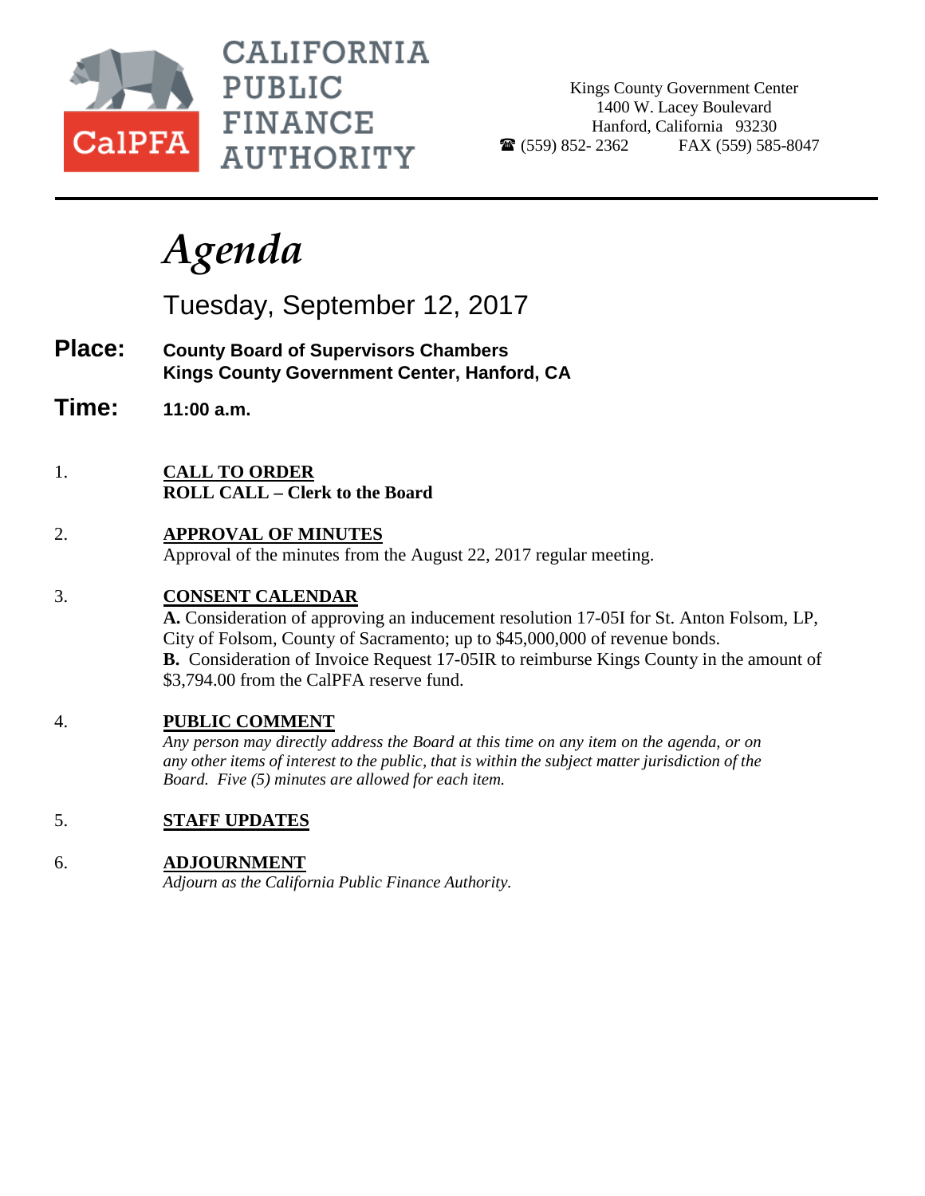CALIFORNIA PUBLIC FINANCE AUTHORITY

CalPFA

Kings County Government Center
1400 W. Lacey Boulevard
Hanford, California 93230
☎ (559) 852- 2362 FAX (559) 585-8047

# *Agenda*

## Tuesday, September 12, 2017

**Place:** **County Board of Supervisors Chambers**
**Kings County Government Center, Hanford, CA**

**Time:** **11:00 a.m.**

1. **CALL TO ORDER**
   **ROLL CALL – Clerk to the Board**

2. **APPROVAL OF MINUTES**
   Approval of the minutes from the August 22, 2017 regular meeting.

3. **CONSENT CALENDAR**
   **A.** Consideration of approving an inducement resolution 17-05I for St. Anton Folsom, LP, City of Folsom, County of Sacramento; up to $45,000,000 of revenue bonds.
   **B.** Consideration of Invoice Request 17-05IR to reimburse Kings County in the amount of $3,794.00 from the CalPFA reserve fund.

4. **PUBLIC COMMENT**
   *Any person may directly address the Board at this time on any item on the agenda, or on any other items of interest to the public, that is within the subject matter jurisdiction of the Board. Five (5) minutes are allowed for each item.*

5. **STAFF UPDATES**

6. **ADJOURNMENT**
   *Adjourn as the California Public Finance Authority.*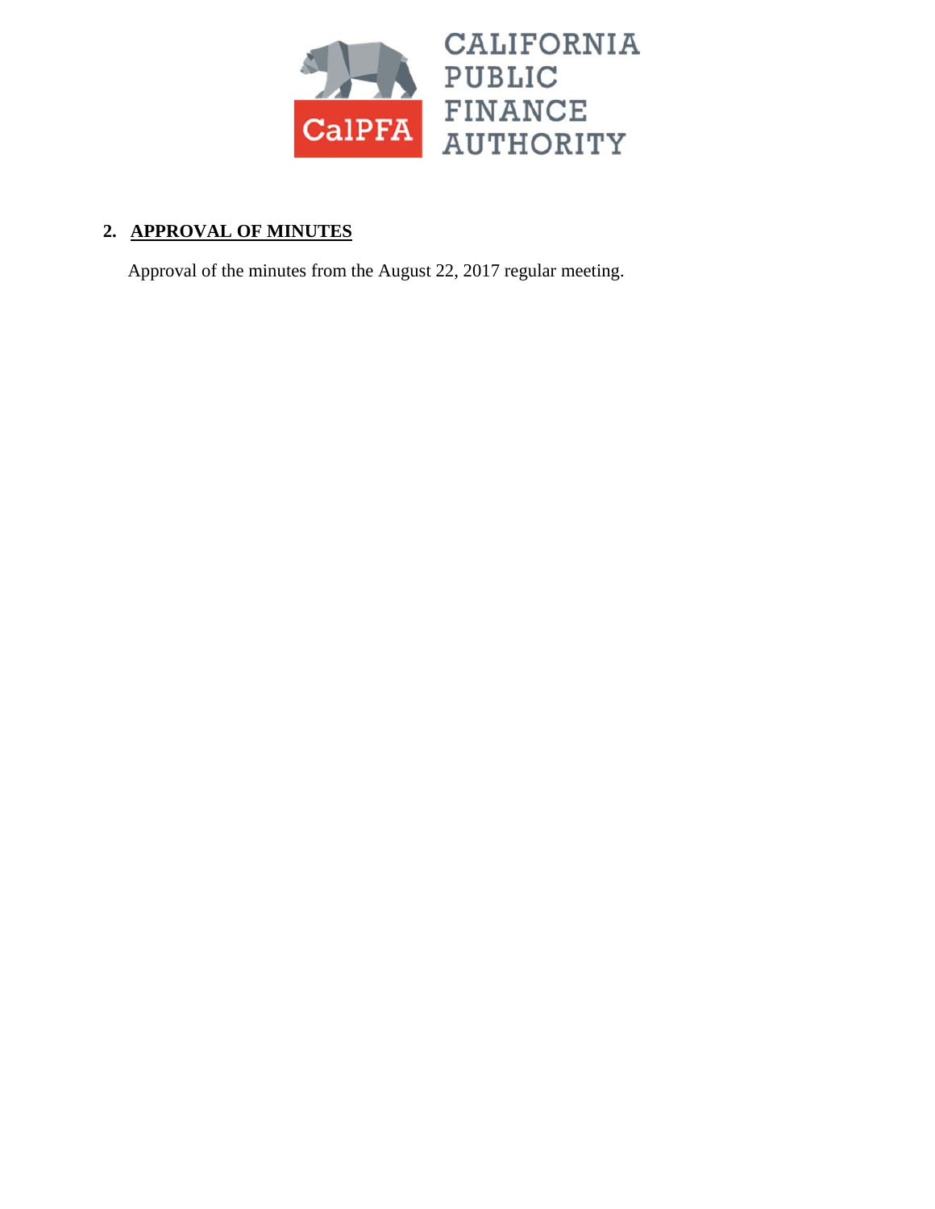CALIFORNIA PUBLIC FINANCE AUTHORITY

## 2. APPROVAL OF MINUTES

Approval of the minutes from the August 22, 2017 regular meeting.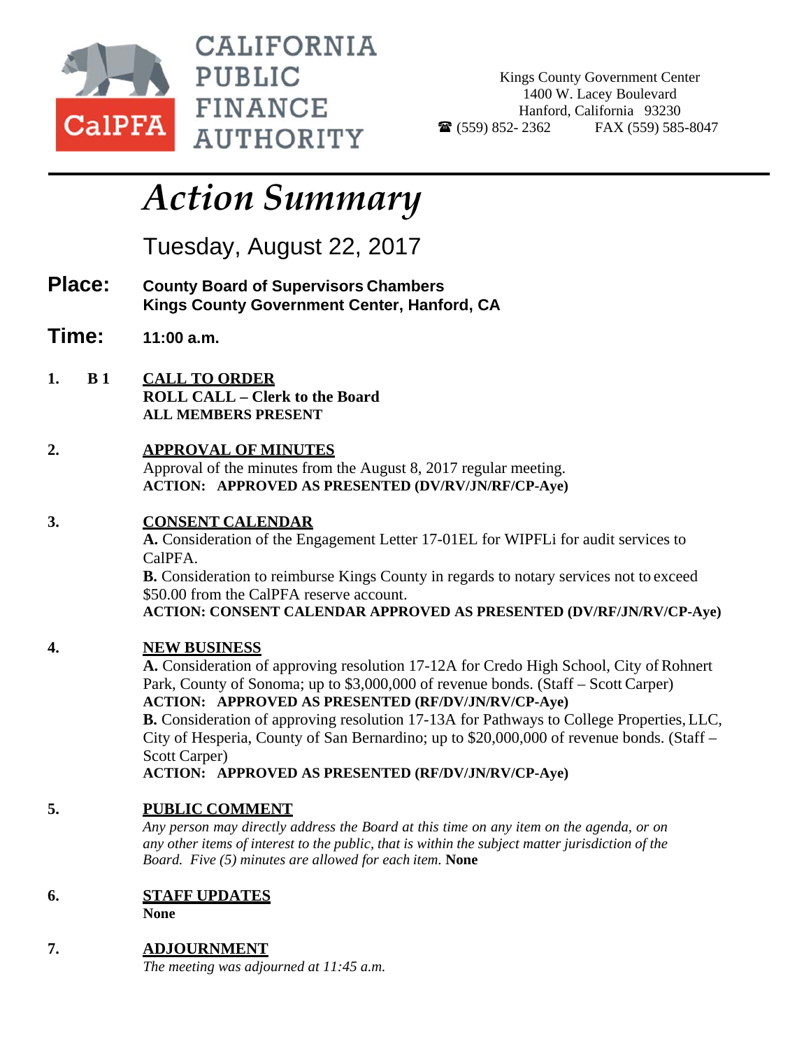CALIFORNIA PUBLIC FINANCE AUTHORITY

CalPFA

Kings County Government Center
1400 W. Lacey Boulevard
Hanford, California 93230
☎ (559) 852- 2362 FAX (559) 585-8047

# *Action Summary*

Tuesday, August 22, 2017

**Place:** **County Board of Supervisors Chambers**
**Kings County Government Center, Hanford, CA**

**Time:** **11:00 a.m.**

**1. B 1** **CALL TO ORDER**
**ROLL CALL – Clerk to the Board**
**ALL MEMBERS PRESENT**

**2.** **APPROVAL OF MINUTES**
Approval of the minutes from the August 8, 2017 regular meeting.
**ACTION: APPROVED AS PRESENTED (DV/RV/JN/RF/CP-Aye)**

**3.** **CONSENT CALENDAR**
**A.** Consideration of the Engagement Letter 17-01EL for WIPFLi for audit services to CalPFA.
**B.** Consideration to reimburse Kings County in regards to notary services not to exceed $50.00 from the CalPFA reserve account.
**ACTION: CONSENT CALENDAR APPROVED AS PRESENTED (DV/RF/JN/RV/CP-Aye)**

**4.** **NEW BUSINESS**
**A.** Consideration of approving resolution 17-12A for Credo High School, City of Rohnert Park, County of Sonoma; up to $3,000,000 of revenue bonds. (Staff – Scott Carper)
**ACTION: APPROVED AS PRESENTED (RF/DV/JN/RV/CP-Aye)**
**B.** Consideration of approving resolution 17-13A for Pathways to College Properties, LLC, City of Hesperia, County of San Bernardino; up to $20,000,000 of revenue bonds. (Staff – Scott Carper)
**ACTION: APPROVED AS PRESENTED (RF/DV/JN/RV/CP-Aye)**

**5.** **PUBLIC COMMENT**
*Any person may directly address the Board at this time on any item on the agenda, or on any other items of interest to the public, that is within the subject matter jurisdiction of the Board. Five (5) minutes are allowed for each item.* **None**

**6.** **STAFF UPDATES**
**None**

**7.** **ADJOURNMENT**
*The meeting was adjourned at 11:45 a.m.*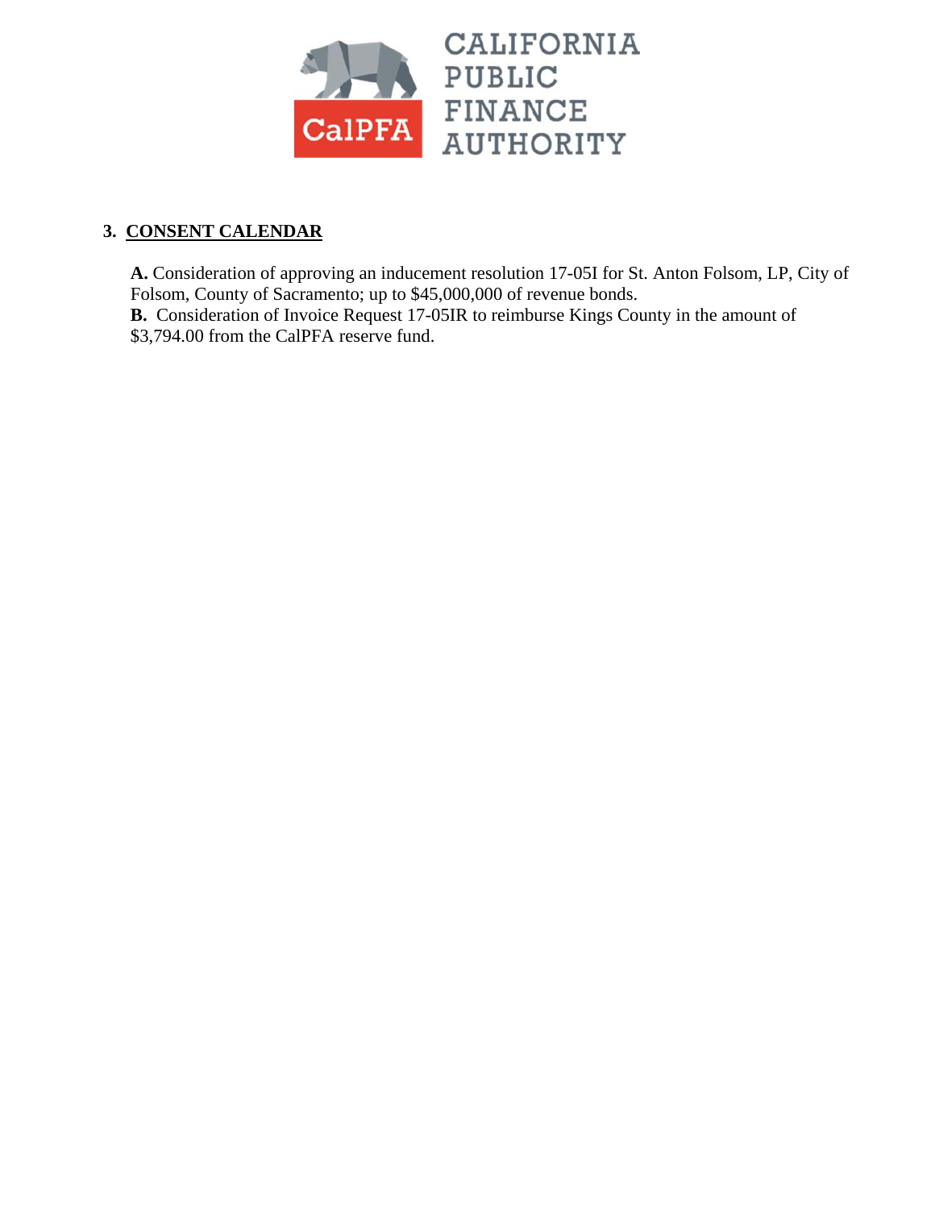CALIFORNIA PUBLIC FINANCE AUTHORITY

## 3. CONSENT CALENDAR

**A.** Consideration of approving an inducement resolution 17-05I for St. Anton Folsom, LP, City of Folsom, County of Sacramento; up to $45,000,000 of revenue bonds.

**B.** Consideration of Invoice Request 17-05IR to reimburse Kings County in the amount of $3,794.00 from the CalPFA reserve fund.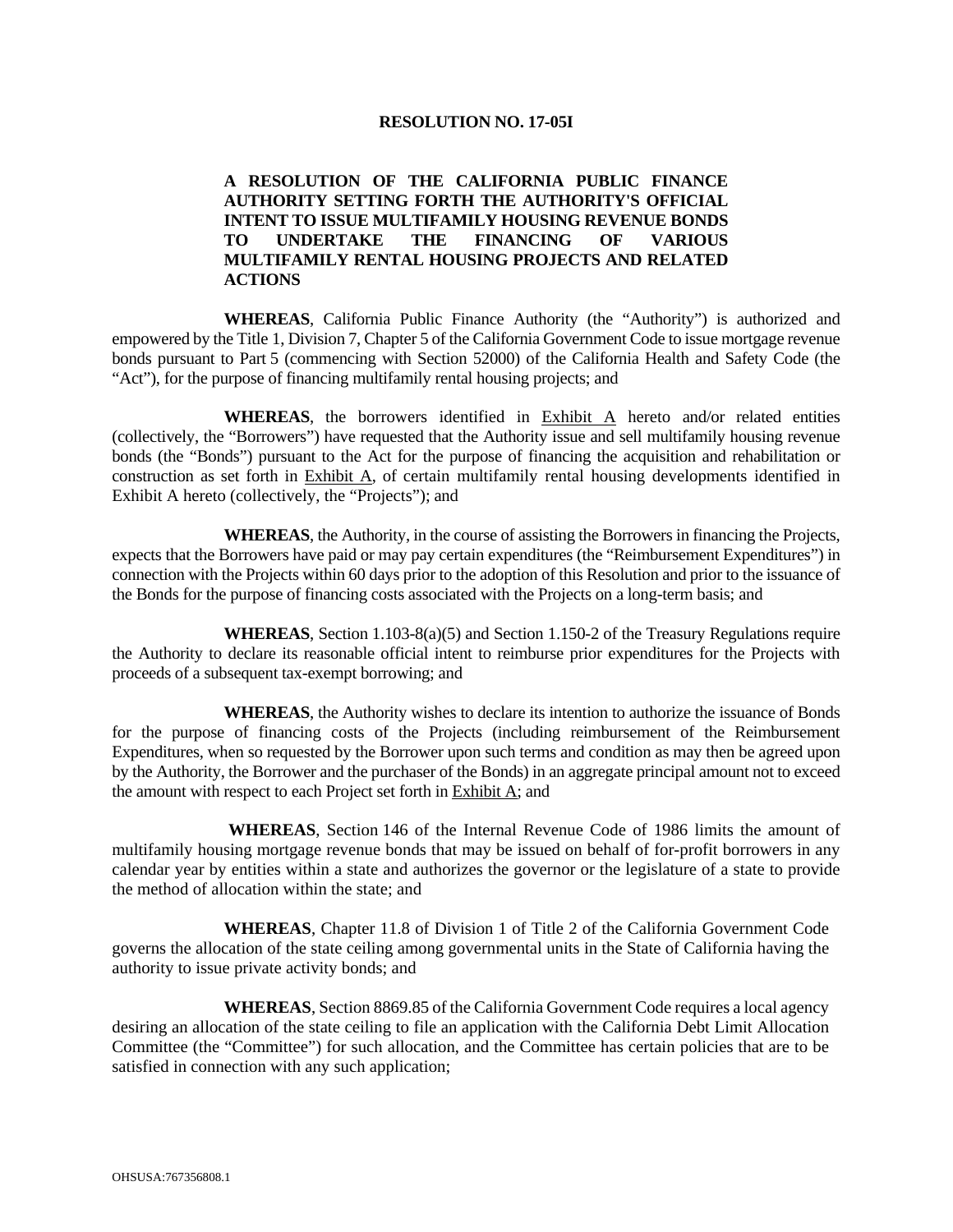**RESOLUTION NO. 17-05I**

**A RESOLUTION OF THE CALIFORNIA PUBLIC FINANCE AUTHORITY SETTING FORTH THE AUTHORITY'S OFFICIAL INTENT TO ISSUE MULTIFAMILY HOUSING REVENUE BONDS TO UNDERTAKE THE FINANCING OF VARIOUS MULTIFAMILY RENTAL HOUSING PROJECTS AND RELATED ACTIONS**

**WHEREAS**, California Public Finance Authority (the "Authority") is authorized and empowered by the Title 1, Division 7, Chapter 5 of the California Government Code to issue mortgage revenue bonds pursuant to Part 5 (commencing with Section 52000) of the California Health and Safety Code (the "Act"), for the purpose of financing multifamily rental housing projects; and

**WHEREAS**, the borrowers identified in Exhibit A hereto and/or related entities (collectively, the "Borrowers") have requested that the Authority issue and sell multifamily housing revenue bonds (the "Bonds") pursuant to the Act for the purpose of financing the acquisition and rehabilitation or construction as set forth in Exhibit A, of certain multifamily rental housing developments identified in Exhibit A hereto (collectively, the "Projects"); and

**WHEREAS**, the Authority, in the course of assisting the Borrowers in financing the Projects, expects that the Borrowers have paid or may pay certain expenditures (the "Reimbursement Expenditures") in connection with the Projects within 60 days prior to the adoption of this Resolution and prior to the issuance of the Bonds for the purpose of financing costs associated with the Projects on a long-term basis; and

**WHEREAS**, Section 1.103-8(a)(5) and Section 1.150-2 of the Treasury Regulations require the Authority to declare its reasonable official intent to reimburse prior expenditures for the Projects with proceeds of a subsequent tax-exempt borrowing; and

**WHEREAS**, the Authority wishes to declare its intention to authorize the issuance of Bonds for the purpose of financing costs of the Projects (including reimbursement of the Reimbursement Expenditures, when so requested by the Borrower upon such terms and condition as may then be agreed upon by the Authority, the Borrower and the purchaser of the Bonds) in an aggregate principal amount not to exceed the amount with respect to each Project set forth in Exhibit A; and

**WHEREAS**, Section 146 of the Internal Revenue Code of 1986 limits the amount of multifamily housing mortgage revenue bonds that may be issued on behalf of for-profit borrowers in any calendar year by entities within a state and authorizes the governor or the legislature of a state to provide the method of allocation within the state; and

**WHEREAS**, Chapter 11.8 of Division 1 of Title 2 of the California Government Code governs the allocation of the state ceiling among governmental units in the State of California having the authority to issue private activity bonds; and

**WHEREAS**, Section 8869.85 of the California Government Code requires a local agency desiring an allocation of the state ceiling to file an application with the California Debt Limit Allocation Committee (the "Committee") for such allocation, and the Committee has certain policies that are to be satisfied in connection with any such application;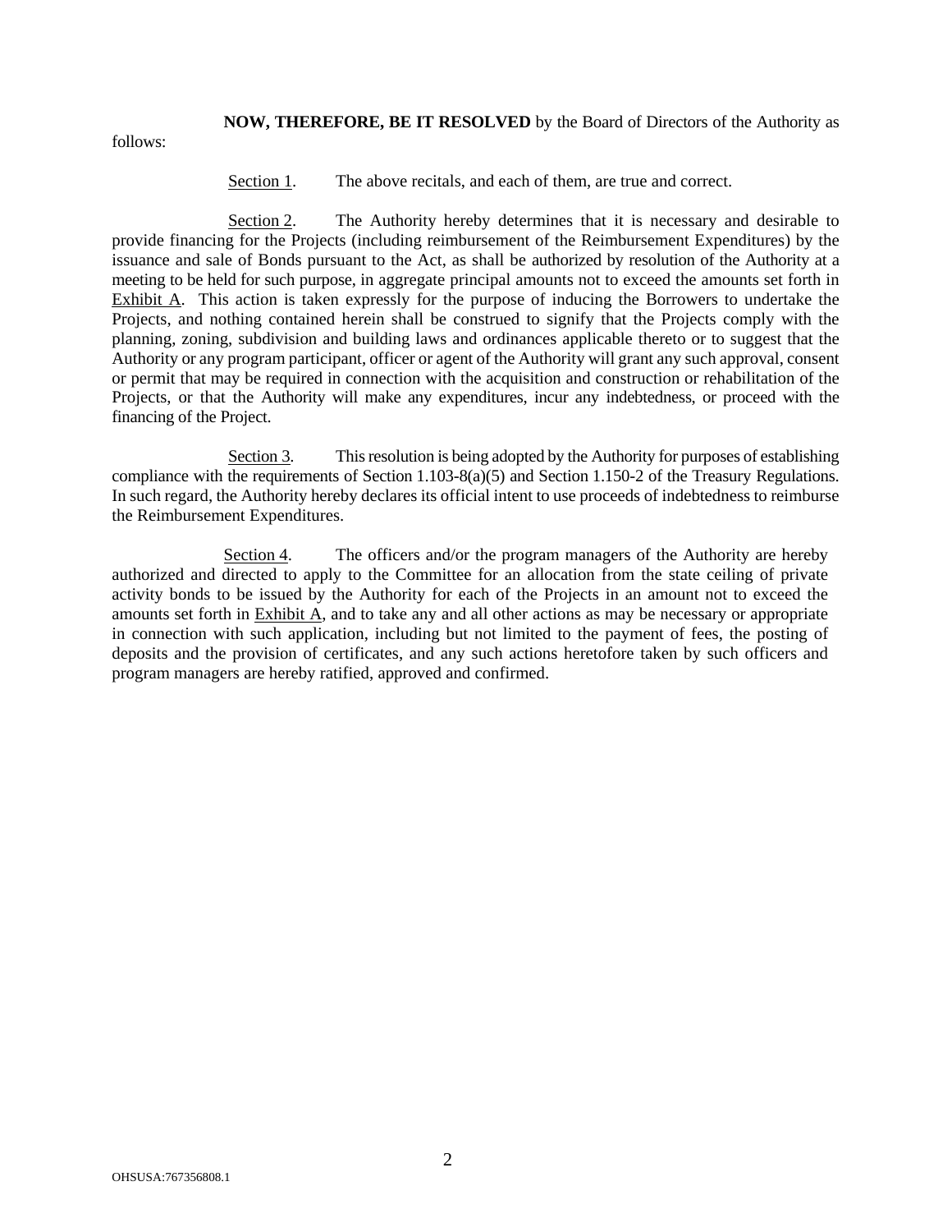**NOW, THEREFORE, BE IT RESOLVED** by the Board of Directors of the Authority as follows:

Section 1. The above recitals, and each of them, are true and correct.

Section 2. The Authority hereby determines that it is necessary and desirable to provide financing for the Projects (including reimbursement of the Reimbursement Expenditures) by the issuance and sale of Bonds pursuant to the Act, as shall be authorized by resolution of the Authority at a meeting to be held for such purpose, in aggregate principal amounts not to exceed the amounts set forth in Exhibit A. This action is taken expressly for the purpose of inducing the Borrowers to undertake the Projects, and nothing contained herein shall be construed to signify that the Projects comply with the planning, zoning, subdivision and building laws and ordinances applicable thereto or to suggest that the Authority or any program participant, officer or agent of the Authority will grant any such approval, consent or permit that may be required in connection with the acquisition and construction or rehabilitation of the Projects, or that the Authority will make any expenditures, incur any indebtedness, or proceed with the financing of the Project.

Section 3. This resolution is being adopted by the Authority for purposes of establishing compliance with the requirements of Section 1.103-8(a)(5) and Section 1.150-2 of the Treasury Regulations. In such regard, the Authority hereby declares its official intent to use proceeds of indebtedness to reimburse the Reimbursement Expenditures.

Section 4. The officers and/or the program managers of the Authority are hereby authorized and directed to apply to the Committee for an allocation from the state ceiling of private activity bonds to be issued by the Authority for each of the Projects in an amount not to exceed the amounts set forth in Exhibit A, and to take any and all other actions as may be necessary or appropriate in connection with such application, including but not limited to the payment of fees, the posting of deposits and the provision of certificates, and any such actions heretofore taken by such officers and program managers are hereby ratified, approved and confirmed.

OHSUSA:767356808.1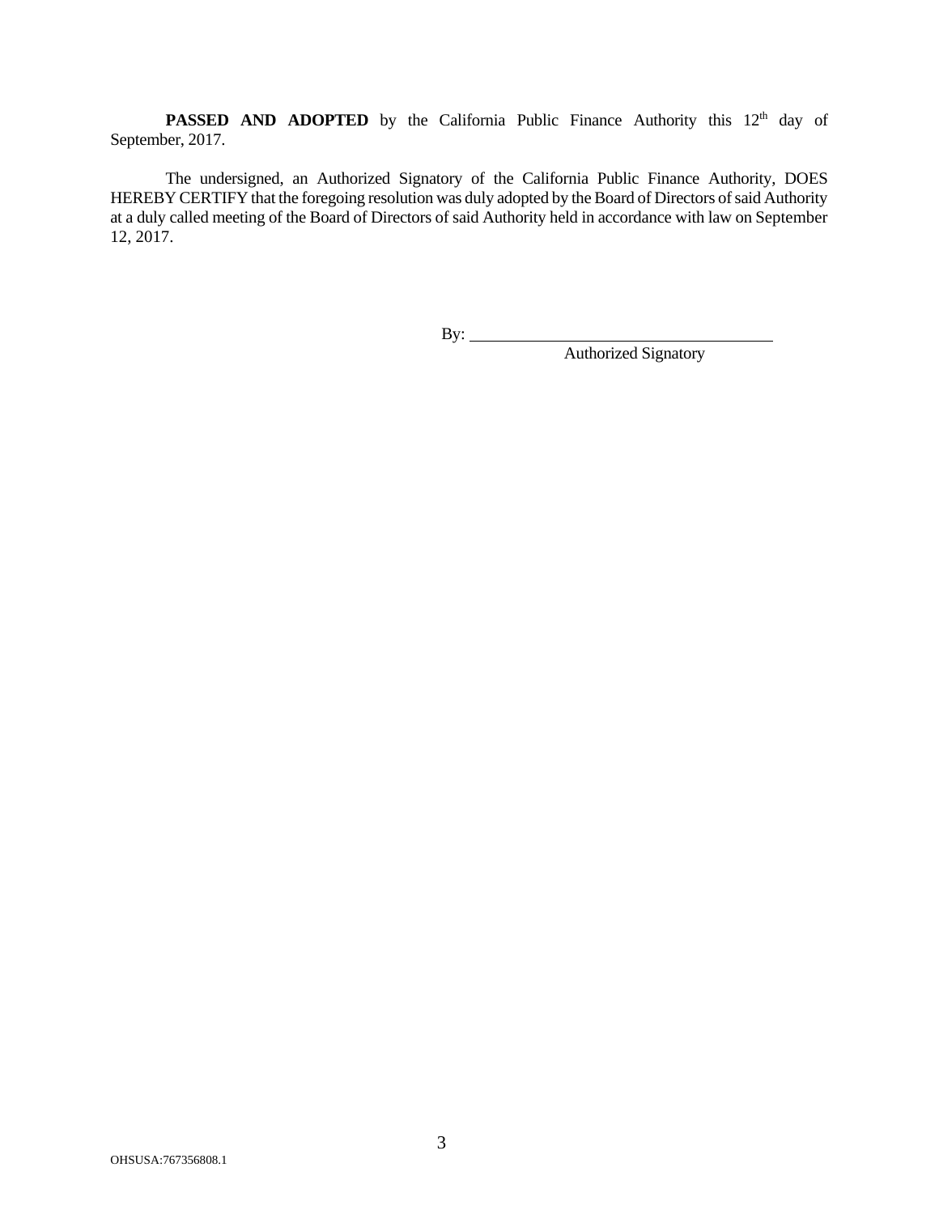**PASSED AND ADOPTED** by the California Public Finance Authority this 12th day of September, 2017.

The undersigned, an Authorized Signatory of the California Public Finance Authority, DOES HEREBY CERTIFY that the foregoing resolution was duly adopted by the Board of Directors of said Authority at a duly called meeting of the Board of Directors of said Authority held in accordance with law on September 12, 2017.

By: ___________________________________
Authorized Signatory

OHSUSA:767356808.1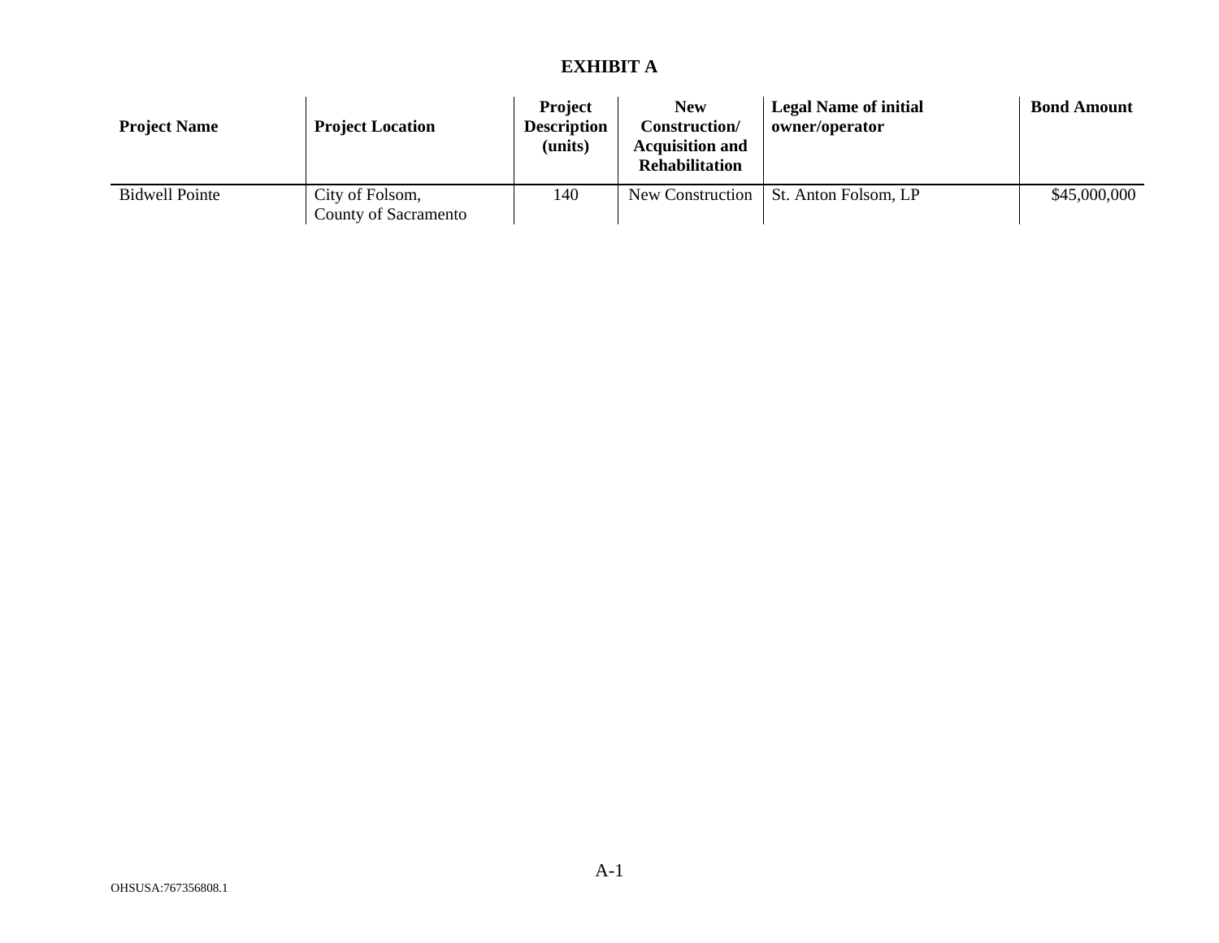# EXHIBIT A

| Project Name | Project Location | Project Description (units) | New Construction/ Acquisition and Rehabilitation | Legal Name of initial owner/operator | Bond Amount |
|---|---|---|---|---|---|
| Bidwell Pointe | City of Folsom, County of Sacramento | 140 | New Construction | St. Anton Folsom, LP | $45,000,000 |

OHSUSA:767356808.1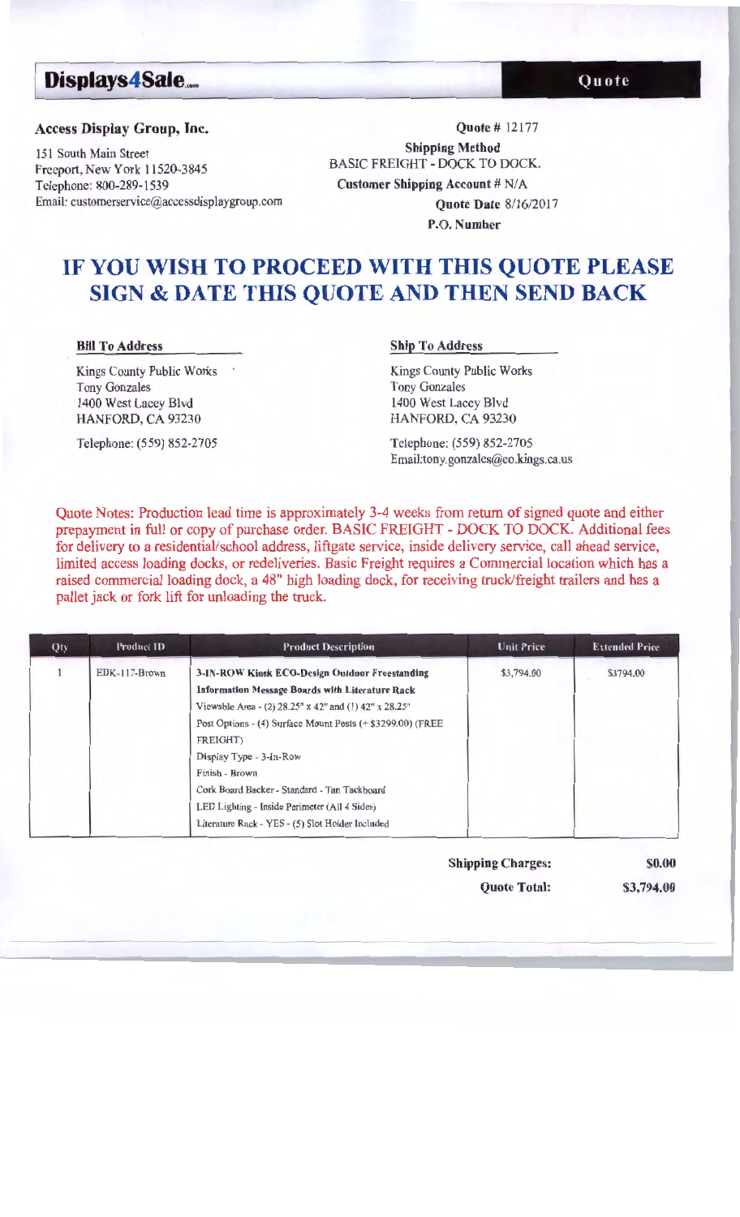**Displays4Sale.com**

**Quote**

**Access Display Group, Inc.**

151 South Main Street
Freeport, New York 11520-3845
Telephone: 800-289-1539
Email: customerservice@accessdisplaygroup.com

**Quote #** 12177
**Shipping Method**
BASIC FREIGHT - DOCK TO DOCK.
**Customer Shipping Account #** N/A
**Quote Date** 8/16/2017
**P.O. Number**

## IF YOU WISH TO PROCEED WITH THIS QUOTE PLEASE SIGN & DATE THIS QUOTE AND THEN SEND BACK

**Bill To Address**

Kings County Public Works
Tony Gonzales
1400 West Lacey Blvd
HANFORD, CA 93230

Telephone: (559) 852-2705

**Ship To Address**

Kings County Public Works
Tony Gonzales
1400 West Lacey Blvd
HANFORD, CA 93230

Telephone: (559) 852-2705
Email:tony.gonzales@co.kings.ca.us

Quote Notes: Production lead time is approximately 3-4 weeks from return of signed quote and either prepayment in full or copy of purchase order. BASIC FREIGHT - DOCK TO DOCK. Additional fees for delivery to a residential/school address, liftgate service, inside delivery service, call ahead service, limited access loading docks, or redeliveries. Basic Freight requires a Commercial location which has a raised commercial loading dock, a 48" high loading dock, for receiving truck/freight trailers and has a pallet jack or fork lift for unloading the truck.

| Qty | Product ID | Product Description | Unit Price | Extended Price |
|---|---|---|---|---|
| 1 | EDK-117-Brown | **3-IN-ROW Kiosk ECO-Design Outdoor Freestanding Information Message Boards with Literature Rack**<br>Viewable Area - (2) 28.25" x 42" and (1) 42" x 28.25"<br>Post Options - (4) Surface Mount Posts (+ $3299.00) (FREE FREIGHT)<br>Display Type - 3-In-Row<br>Finish - Brown<br>Cork Board Backer - Standard - Tan Tackboard<br>LED Lighting - Inside Perimeter (All 4 Sides)<br>Literature Rack - YES - (5) Slot Holder Included | $3,794.00 | $3794.00 |

**Shipping Charges:** **$0.00**

**Quote Total:** **$3,794.00**